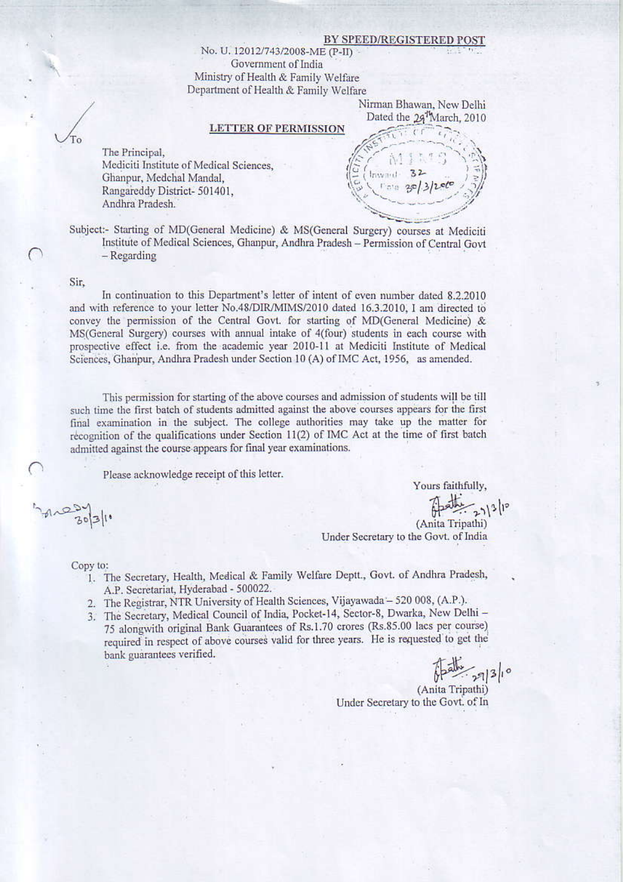**BY SPEED/REGISTERED POST**

No. U. 12012/743/2008-ME (P-II)
Government of India
Ministry of Health & Family Welfare
Department of Health & Family Welfare

Nirman Bhawan, New Delhi
Dated the 29th March, 2010

**LETTER OF PERMISSION**

To

The Principal,
Mediciti Institute of Medical Sciences,
Ghanpur, Medchal Mandal,
Rangareddy District- 501401,
Andhra Pradesh.

Subject:- Starting of MD(General Medicine) & MS(General Surgery) courses at Mediciti Institute of Medical Sciences, Ghanpur, Andhra Pradesh – Permission of Central Govt – Regarding

Sir,

In continuation to this Department's letter of intent of even number dated 8.2.2010 and with reference to your letter No.48/DIR/MIMS/2010 dated 16.3.2010, I am directed to convey the permission of the Central Govt. for starting of MD(General Medicine) & MS(General Surgery) courses with annual intake of 4(four) students in each course with prospective effect i.e. from the academic year 2010-11 at Mediciti Institute of Medical Sciences, Ghanpur, Andhra Pradesh under Section 10 (A) of IMC Act, 1956, as amended.

This permission for starting of the above courses and admission of students will be till such time the first batch of students admitted against the above courses appears for the first final examination in the subject. The college authorities may take up the matter for recognition of the qualifications under Section 11(2) of IMC Act at the time of first batch admitted against the course appears for final year examinations.

Please acknowledge receipt of this letter.

Yours faithfully,

(Anita Tripathi)
Under Secretary to the Govt. of India

Copy to:

1. The Secretary, Health, Medical & Family Welfare Deptt., Govt. of Andhra Pradesh, A.P. Secretariat, Hyderabad - 500022.
2. The Registrar, NTR University of Health Sciences, Vijayawada – 520 008, (A.P.).
3. The Secretary, Medical Council of India, Pocket-14, Sector-8, Dwarka, New Delhi – 75 alongwith original Bank Guarantees of Rs.1.70 crores (Rs.85.00 lacs per course) required in respect of above courses valid for three years. He is requested to get the bank guarantees verified.

(Anita Tripathi)
Under Secretary to the Govt. of In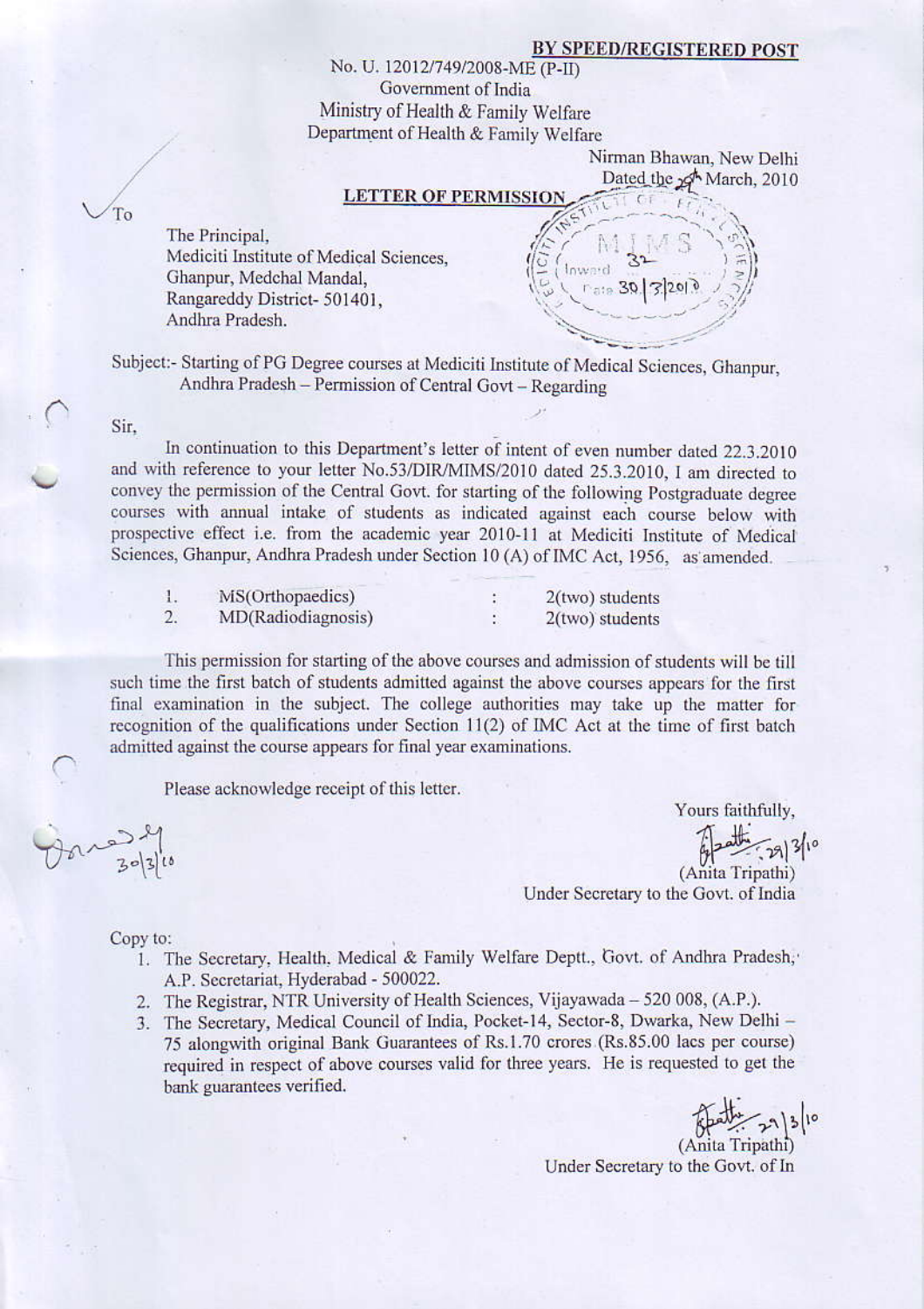**BY SPEED/REGISTERED POST**

No. U. 12012/749/2008-ME (P-II)
Government of India
Ministry of Health & Family Welfare
Department of Health & Family Welfare

Nirman Bhawan, New Delhi
Dated the 29th March, 2010

**LETTER OF PERMISSION**

To

The Principal,
Mediciti Institute of Medical Sciences,
Ghanpur, Medchal Mandal,
Rangareddy District- 501401,
Andhra Pradesh.

Subject:- Starting of PG Degree courses at Mediciti Institute of Medical Sciences, Ghanpur, Andhra Pradesh – Permission of Central Govt – Regarding

Sir,

In continuation to this Department's letter of intent of even number dated 22.3.2010 and with reference to your letter No.53/DIR/MIMS/2010 dated 25.3.2010, I am directed to convey the permission of the Central Govt. for starting of the following Postgraduate degree courses with annual intake of students as indicated against each course below with prospective effect i.e. from the academic year 2010-11 at Mediciti Institute of Medical Sciences, Ghanpur, Andhra Pradesh under Section 10 (A) of IMC Act, 1956, as amended.

| | | | |
|---|---|---|---|
| 1. | MS(Orthopaedics) | : | 2(two) students |
| 2. | MD(Radiodiagnosis) | : | 2(two) students |

This permission for starting of the above courses and admission of students will be till such time the first batch of students admitted against the above courses appears for the first final examination in the subject. The college authorities may take up the matter for recognition of the qualifications under Section 11(2) of IMC Act at the time of first batch admitted against the course appears for final year examinations.

Please acknowledge receipt of this letter.

Yours faithfully,

29/3/10
(Anita Tripathi)
Under Secretary to the Govt. of India

30/3/10

Copy to:

1. The Secretary, Health, Medical & Family Welfare Deptt., Govt. of Andhra Pradesh, A.P. Secretariat, Hyderabad - 500022.
2. The Registrar, NTR University of Health Sciences, Vijayawada – 520 008, (A.P.).
3. The Secretary, Medical Council of India, Pocket-14, Sector-8, Dwarka, New Delhi – 75 alongwith original Bank Guarantees of Rs.1.70 crores (Rs.85.00 lacs per course) required in respect of above courses valid for three years. He is requested to get the bank guarantees verified.

29/3/10
(Anita Tripathi)
Under Secretary to the Govt. of In